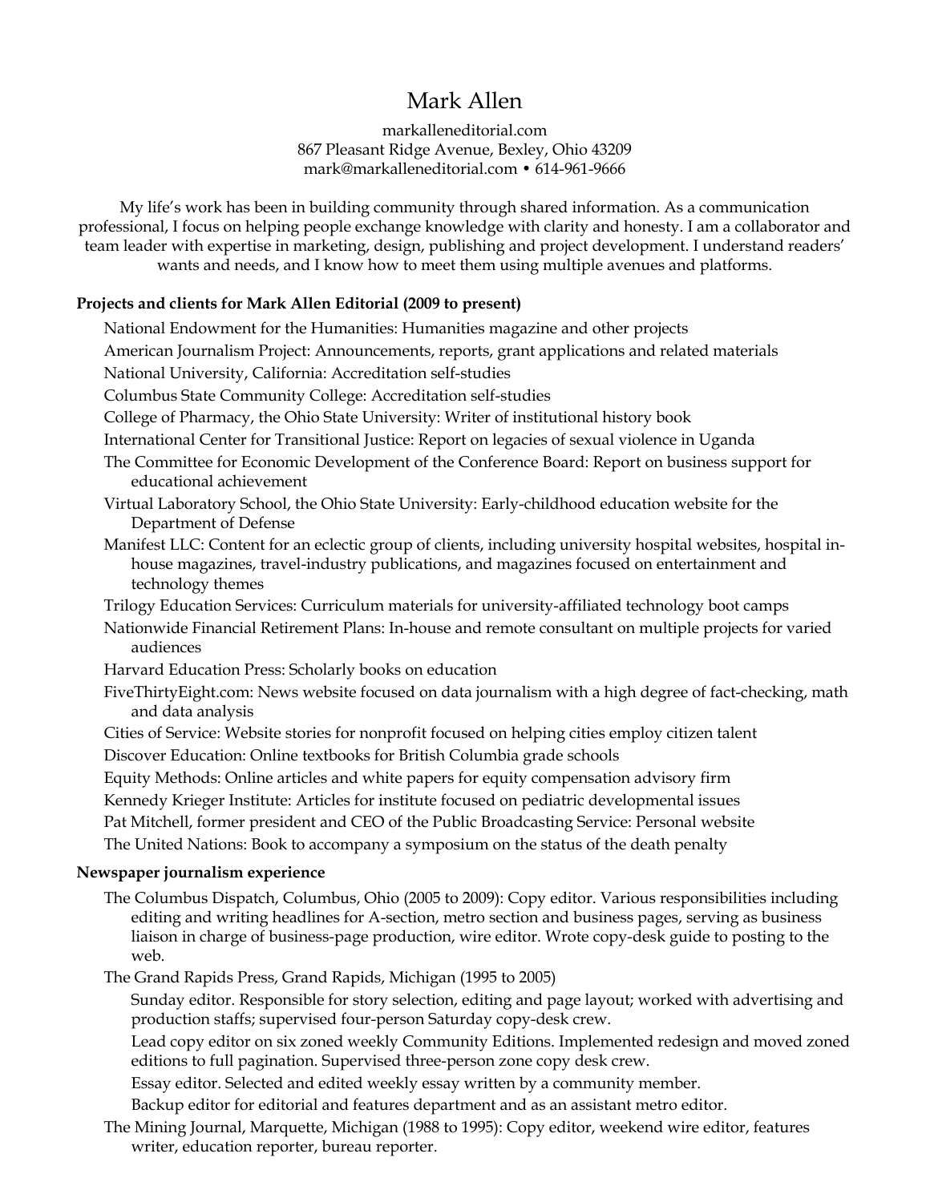# Mark Allen

markalleneditorial.com
867 Pleasant Ridge Avenue, Bexley, Ohio 43209
mark@markalleneditorial.com • 614-961-9666

My life's work has been in building community through shared information. As a communication professional, I focus on helping people exchange knowledge with clarity and honesty. I am a collaborator and team leader with expertise in marketing, design, publishing and project development. I understand readers' wants and needs, and I know how to meet them using multiple avenues and platforms.

**Projects and clients for Mark Allen Editorial (2009 to present)**

National Endowment for the Humanities: Humanities magazine and other projects

American Journalism Project: Announcements, reports, grant applications and related materials

National University, California: Accreditation self-studies

Columbus State Community College: Accreditation self-studies

College of Pharmacy, the Ohio State University: Writer of institutional history book

International Center for Transitional Justice: Report on legacies of sexual violence in Uganda

The Committee for Economic Development of the Conference Board: Report on business support for educational achievement

Virtual Laboratory School, the Ohio State University: Early-childhood education website for the Department of Defense

Manifest LLC: Content for an eclectic group of clients, including university hospital websites, hospital in-house magazines, travel-industry publications, and magazines focused on entertainment and technology themes

Trilogy Education Services: Curriculum materials for university-affiliated technology boot camps

Nationwide Financial Retirement Plans: In-house and remote consultant on multiple projects for varied audiences

Harvard Education Press: Scholarly books on education

FiveThirtyEight.com: News website focused on data journalism with a high degree of fact-checking, math and data analysis

Cities of Service: Website stories for nonprofit focused on helping cities employ citizen talent

Discover Education: Online textbooks for British Columbia grade schools

Equity Methods: Online articles and white papers for equity compensation advisory firm

Kennedy Krieger Institute: Articles for institute focused on pediatric developmental issues

Pat Mitchell, former president and CEO of the Public Broadcasting Service: Personal website

The United Nations: Book to accompany a symposium on the status of the death penalty

**Newspaper journalism experience**

The Columbus Dispatch, Columbus, Ohio (2005 to 2009): Copy editor. Various responsibilities including editing and writing headlines for A-section, metro section and business pages, serving as business liaison in charge of business-page production, wire editor. Wrote copy-desk guide to posting to the web.

The Grand Rapids Press, Grand Rapids, Michigan (1995 to 2005)

- Sunday editor. Responsible for story selection, editing and page layout; worked with advertising and production staffs; supervised four-person Saturday copy-desk crew.
- Lead copy editor on six zoned weekly Community Editions. Implemented redesign and moved zoned editions to full pagination. Supervised three-person zone copy desk crew.
- Essay editor. Selected and edited weekly essay written by a community member.
- Backup editor for editorial and features department and as an assistant metro editor.

The Mining Journal, Marquette, Michigan (1988 to 1995): Copy editor, weekend wire editor, features writer, education reporter, bureau reporter.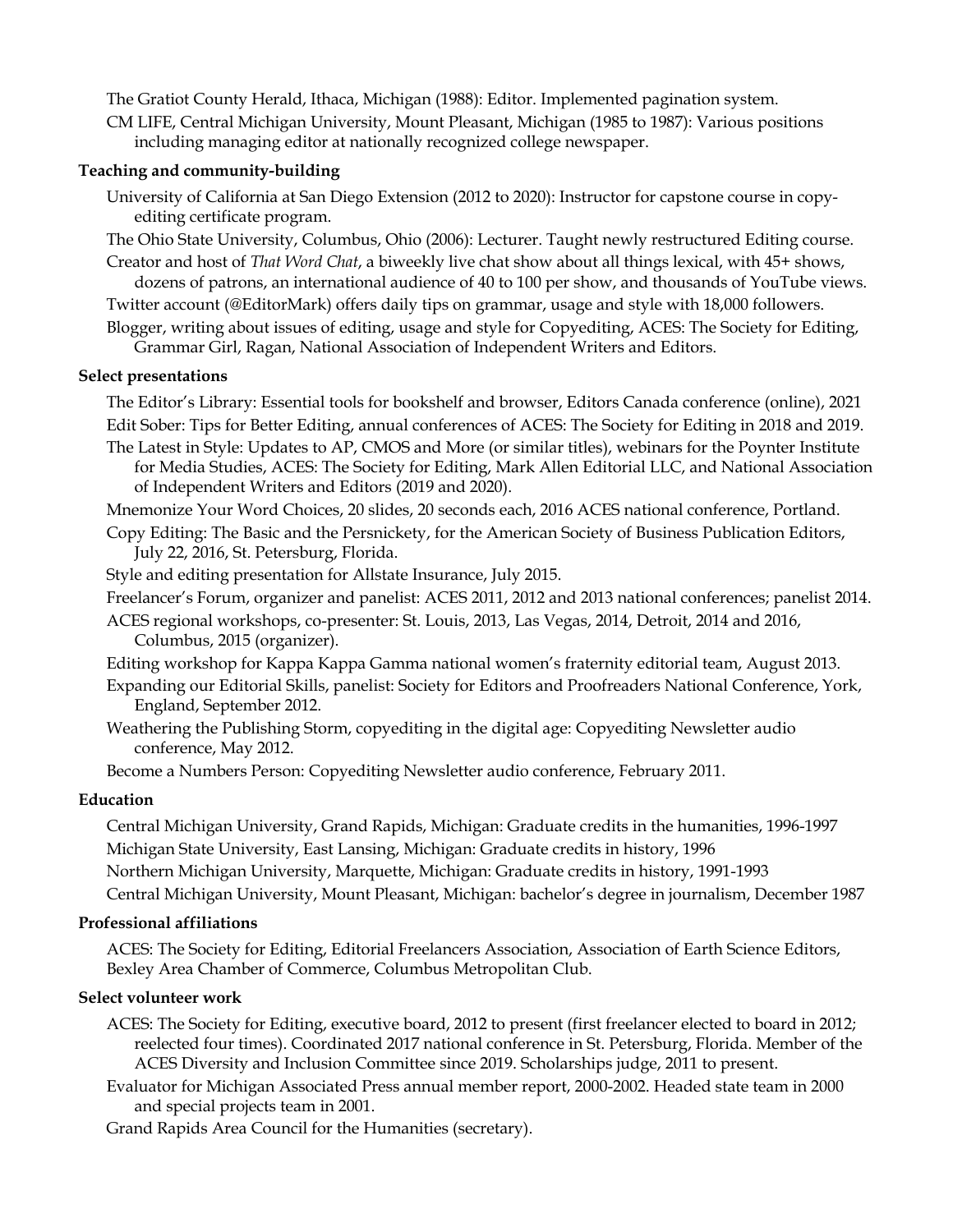The Gratiot County Herald, Ithaca, Michigan (1988): Editor. Implemented pagination system.

CM LIFE, Central Michigan University, Mount Pleasant, Michigan (1985 to 1987): Various positions including managing editor at nationally recognized college newspaper.

**Teaching and community-building**

University of California at San Diego Extension (2012 to 2020): Instructor for capstone course in copy-editing certificate program.

The Ohio State University, Columbus, Ohio (2006): Lecturer. Taught newly restructured Editing course.

Creator and host of *That Word Chat*, a biweekly live chat show about all things lexical, with 45+ shows, dozens of patrons, an international audience of 40 to 100 per show, and thousands of YouTube views.

Twitter account (@EditorMark) offers daily tips on grammar, usage and style with 18,000 followers.

Blogger, writing about issues of editing, usage and style for Copyediting, ACES: The Society for Editing, Grammar Girl, Ragan, National Association of Independent Writers and Editors.

**Select presentations**

The Editor's Library: Essential tools for bookshelf and browser, Editors Canada conference (online), 2021

Edit Sober: Tips for Better Editing, annual conferences of ACES: The Society for Editing in 2018 and 2019.

The Latest in Style: Updates to AP, CMOS and More (or similar titles), webinars for the Poynter Institute for Media Studies, ACES: The Society for Editing, Mark Allen Editorial LLC, and National Association of Independent Writers and Editors (2019 and 2020).

Mnemonize Your Word Choices, 20 slides, 20 seconds each, 2016 ACES national conference, Portland.

Copy Editing: The Basic and the Persnickety, for the American Society of Business Publication Editors, July 22, 2016, St. Petersburg, Florida.

Style and editing presentation for Allstate Insurance, July 2015.

Freelancer's Forum, organizer and panelist: ACES 2011, 2012 and 2013 national conferences; panelist 2014.

ACES regional workshops, co-presenter: St. Louis, 2013, Las Vegas, 2014, Detroit, 2014 and 2016, Columbus, 2015 (organizer).

Editing workshop for Kappa Kappa Gamma national women's fraternity editorial team, August 2013.

Expanding our Editorial Skills, panelist: Society for Editors and Proofreaders National Conference, York, England, September 2012.

Weathering the Publishing Storm, copyediting in the digital age: Copyediting Newsletter audio conference, May 2012.

Become a Numbers Person: Copyediting Newsletter audio conference, February 2011.

**Education**

Central Michigan University, Grand Rapids, Michigan: Graduate credits in the humanities, 1996-1997

Michigan State University, East Lansing, Michigan: Graduate credits in history, 1996

Northern Michigan University, Marquette, Michigan: Graduate credits in history, 1991-1993

Central Michigan University, Mount Pleasant, Michigan: bachelor's degree in journalism, December 1987

**Professional affiliations**

ACES: The Society for Editing, Editorial Freelancers Association, Association of Earth Science Editors, Bexley Area Chamber of Commerce, Columbus Metropolitan Club.

**Select volunteer work**

ACES: The Society for Editing, executive board, 2012 to present (first freelancer elected to board in 2012; reelected four times). Coordinated 2017 national conference in St. Petersburg, Florida. Member of the ACES Diversity and Inclusion Committee since 2019. Scholarships judge, 2011 to present.

Evaluator for Michigan Associated Press annual member report, 2000-2002. Headed state team in 2000 and special projects team in 2001.

Grand Rapids Area Council for the Humanities (secretary).